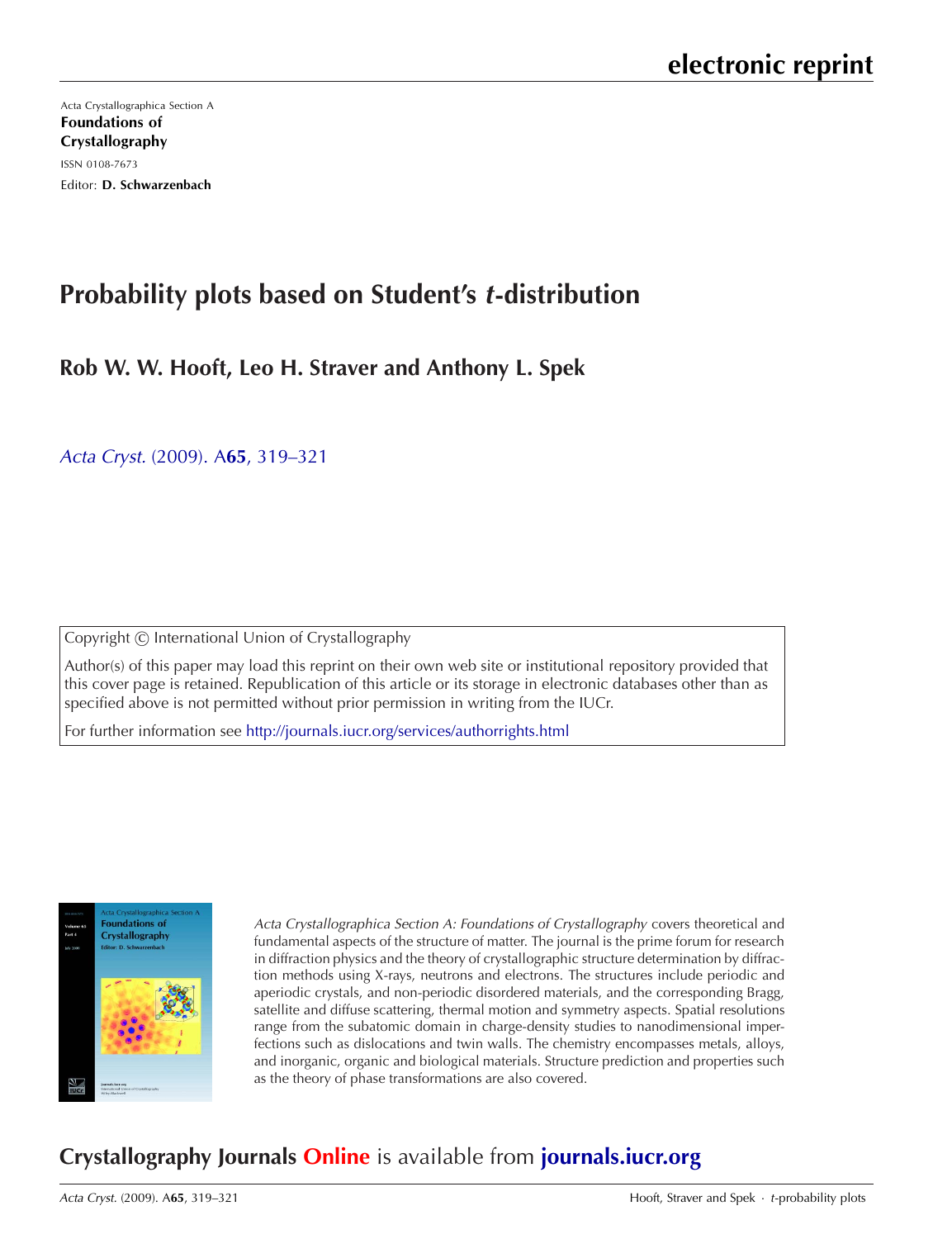electronic reprint

Acta Crystallographica Section A
**Foundations of Crystallography**
ISSN 0108-7673
Editor: **D. Schwarzenbach**

# Probability plots based on Student's *t*-distribution

**Rob W. W. Hooft, Leo H. Straver and Anthony L. Spek**

*Acta Cryst.* (2009). A**65**, 319–321

Copyright © International Union of Crystallography

Author(s) of this paper may load this reprint on their own web site or institutional repository provided that this cover page is retained. Republication of this article or its storage in electronic databases other than as specified above is not permitted without prior permission in writing from the IUCr.

For further information see http://journals.iucr.org/services/authorrights.html

*Acta Crystallographica Section A: Foundations of Crystallography* covers theoretical and fundamental aspects of the structure of matter. The journal is the prime forum for research in diffraction physics and the theory of crystallographic structure determination by diffraction methods using X-rays, neutrons and electrons. The structures include periodic and aperiodic crystals, and non-periodic disordered materials, and the corresponding Bragg, satellite and diffuse scattering, thermal motion and symmetry aspects. Spatial resolutions range from the subatomic domain in charge-density studies to nanodimensional imperfections such as dislocations and twin walls. The chemistry encompasses metals, alloys, and inorganic, organic and biological materials. Structure prediction and properties such as the theory of phase transformations are also covered.

**Crystallography Journals Online** is available from **journals.iucr.org**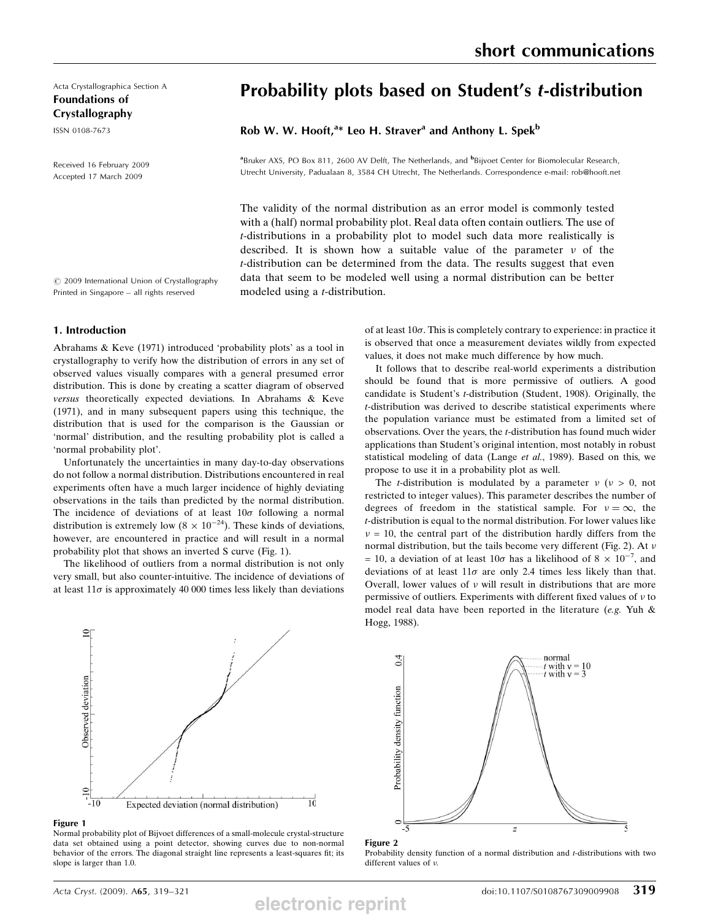# Probability plots based on Student's t-distribution

**Rob W. W. Hooft,[a]* Leo H. Straver[a] and Anthony L. Spek[b]**

[a]Bruker AXS, PO Box 811, 2600 AV Delft, The Netherlands, and [b]Bijvoet Center for Biomolecular Research, Utrecht University, Padualaan 8, 3584 CH Utrecht, The Netherlands. Correspondence e-mail: rob@hooft.net

Acta Crystallographica Section A
**Foundations of Crystallography**
ISSN 0108-7673

Received 16 February 2009
Accepted 17 March 2009

© 2009 International Union of Crystallography
Printed in Singapore – all rights reserved

The validity of the normal distribution as an error model is commonly tested with a (half) normal probability plot. Real data often contain outliers. The use of *t*-distributions in a probability plot to model such data more realistically is described. It is shown how a suitable value of the parameter $\nu$ of the *t*-distribution can be determined from the data. The results suggest that even data that seem to be modeled well using a normal distribution can be better modeled using a *t*-distribution.

## 1. Introduction

Abrahams & Keve (1971) introduced 'probability plots' as a tool in crystallography to verify how the distribution of errors in any set of observed values visually compares with a general presumed error distribution. This is done by creating a scatter diagram of observed *versus* theoretically expected deviations. In Abrahams & Keve (1971), and in many subsequent papers using this technique, the distribution that is used for the comparison is the Gaussian or 'normal' distribution, and the resulting probability plot is called a 'normal probability plot'.

Unfortunately the uncertainties in many day-to-day observations do not follow a normal distribution. Distributions encountered in real experiments often have a much larger incidence of highly deviating observations in the tails than predicted by the normal distribution. The incidence of deviations of at least $10\sigma$ following a normal distribution is extremely low ($8 \times 10^{-24}$). These kinds of deviations, however, are encountered in practice and will result in a normal probability plot that shows an inverted S curve (Fig. 1).

The likelihood of outliers from a normal distribution is not only very small, but also counter-intuitive. The incidence of deviations of at least $11\sigma$ is approximately 40 000 times less likely than deviations of at least $10\sigma$. This is completely contrary to experience: in practice it is observed that once a measurement deviates wildly from expected values, it does not make much difference by how much.

It follows that to describe real-world experiments a distribution should be found that is more permissive of outliers. A good candidate is Student's *t*-distribution (Student, 1908). Originally, the *t*-distribution was derived to describe statistical experiments where the population variance must be estimated from a limited set of observations. Over the years, the *t*-distribution has found much wider applications than Student's original intention, most notably in robust statistical modeling of data (Lange *et al.*, 1989). Based on this, we propose to use it in a probability plot as well.

The *t*-distribution is modulated by a parameter $\nu$ ($\nu > 0$, not restricted to integer values). This parameter describes the number of degrees of freedom in the statistical sample. For $\nu = \infty$, the *t*-distribution is equal to the normal distribution. For lower values like $\nu = 10$, the central part of the distribution hardly differs from the normal distribution, but the tails become very different (Fig. 2). At $\nu = 10$, a deviation of at least $10\sigma$ has a likelihood of $8 \times 10^{-7}$, and deviations of at least $11\sigma$ are only 2.4 times less likely than that. Overall, lower values of $\nu$ will result in distributions that are more permissive of outliers. Experiments with different fixed values of $\nu$ to model real data have been reported in the literature (*e.g.* Yuh & Hogg, 1988).

**Figure 1**
Normal probability plot of Bijvoet differences of a small-molecule crystal-structure data set obtained using a point detector, showing curves due to non-normal behavior of the errors. The diagonal straight line represents a least-squares fit; its slope is larger than 1.0.

**Figure 2**
Probability density function of a normal distribution and *t*-distributions with two different values of $\nu$.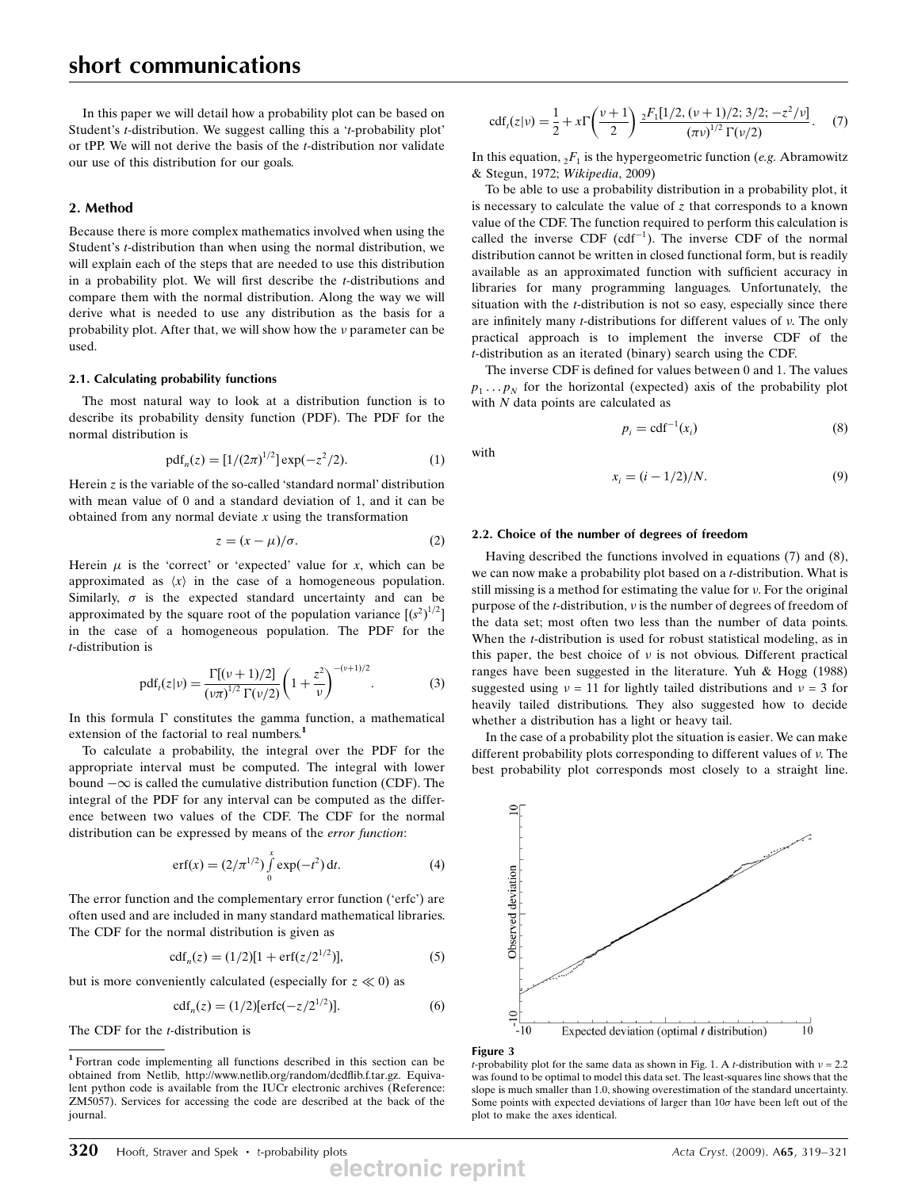In this paper we will detail how a probability plot can be based on Student's *t*-distribution. We suggest calling this a '*t*-probability plot' or tPP. We will not derive the basis of the *t*-distribution nor validate our use of this distribution for our goals.

## 2. Method

Because there is more complex mathematics involved when using the Student's *t*-distribution than when using the normal distribution, we will explain each of the steps that are needed to use this distribution in a probability plot. We will first describe the *t*-distributions and compare them with the normal distribution. Along the way we will derive what is needed to use any distribution as the basis for a probability plot. After that, we will show how the $\nu$ parameter can be used.

### 2.1. Calculating probability functions

The most natural way to look at a distribution function is to describe its probability density function (PDF). The PDF for the normal distribution is

$$\mathrm{pdf}_n(z) = [1/(2\pi)^{1/2}]\exp(-z^2/2). \tag{1}$$

Herein $z$ is the variable of the so-called 'standard normal' distribution with mean value of 0 and a standard deviation of 1, and it can be obtained from any normal deviate $x$ using the transformation

$$z = (x - \mu)/\sigma. \tag{2}$$

Herein $\mu$ is the 'correct' or 'expected' value for $x$, which can be approximated as $\langle x \rangle$ in the case of a homogeneous population. Similarly, $\sigma$ is the expected standard uncertainty and can be approximated by the square root of the population variance $[(s^2)^{1/2}]$ in the case of a homogeneous population. The PDF for the *t*-distribution is

$$\mathrm{pdf}_t(z|\nu) = \frac{\Gamma[(\nu+1)/2]}{(\nu\pi)^{1/2}\,\Gamma(\nu/2)}\left(1+\frac{z^2}{\nu}\right)^{-(\nu+1)/2}. \tag{3}$$

In this formula $\Gamma$ constitutes the gamma function, a mathematical extension of the factorial to real numbers.[1]

To calculate a probability, the integral over the PDF for the appropriate interval must be computed. The integral with lower bound $-\infty$ is called the cumulative distribution function (CDF). The integral of the PDF for any interval can be computed as the difference between two values of the CDF. The CDF for the normal distribution can be expressed by means of the *error function*:

$$\mathrm{erf}(x) = (2/\pi^{1/2})\int_0^x \exp(-t^2)\,\mathrm{d}t. \tag{4}$$

The error function and the complementary error function ('erfc') are often used and are included in many standard mathematical libraries. The CDF for the normal distribution is given as

$$\mathrm{cdf}_n(z) = (1/2)[1 + \mathrm{erf}(z/2^{1/2})], \tag{5}$$

but is more conveniently calculated (especially for $z \ll 0$) as

$$\mathrm{cdf}_n(z) = (1/2)[\mathrm{erfc}(-z/2^{1/2})]. \tag{6}$$

The CDF for the *t*-distribution is

$$\mathrm{cdf}_t(z|\nu) = \frac{1}{2} + x\Gamma\left(\frac{\nu+1}{2}\right)\frac{{}_2F_1[1/2, (\nu+1)/2; 3/2; -z^2/\nu]}{(\pi\nu)^{1/2}\,\Gamma(\nu/2)}. \tag{7}$$

In this equation, ${}_2F_1$ is the hypergeometric function (*e.g.* Abramowitz & Stegun, 1972; *Wikipedia*, 2009)

To be able to use a probability distribution in a probability plot, it is necessary to calculate the value of $z$ that corresponds to a known value of the CDF. The function required to perform this calculation is called the inverse CDF ($\mathrm{cdf}^{-1}$). The inverse CDF of the normal distribution cannot be written in closed functional form, but is readily available as an approximated function with sufficient accuracy in libraries for many programming languages. Unfortunately, the situation with the *t*-distribution is not so easy, especially since there are infinitely many *t*-distributions for different values of $\nu$. The only practical approach is to implement the inverse CDF of the *t*-distribution as an iterated (binary) search using the CDF.

The inverse CDF is defined for values between 0 and 1. The values $p_1 \ldots p_N$ for the horizontal (expected) axis of the probability plot with $N$ data points are calculated as

$$p_i = \mathrm{cdf}^{-1}(x_i) \tag{8}$$

with

$$x_i = (i - 1/2)/N. \tag{9}$$

### 2.2. Choice of the number of degrees of freedom

Having described the functions involved in equations (7) and (8), we can now make a probability plot based on a *t*-distribution. What is still missing is a method for estimating the value for $\nu$. For the original purpose of the *t*-distribution, $\nu$ is the number of degrees of freedom of the data set; most often two less than the number of data points. When the *t*-distribution is used for robust statistical modeling, as in this paper, the best choice of $\nu$ is not obvious. Different practical ranges have been suggested in the literature. Yuh & Hogg (1988) suggested using $\nu$ = 11 for lightly tailed distributions and $\nu$ = 3 for heavily tailed distributions. They also suggested how to decide whether a distribution has a light or heavy tail.

In the case of a probability plot the situation is easier. We can make different probability plots corresponding to different values of $\nu$. The best probability plot corresponds most closely to a straight line.

**Figure 3**
*t*-probability plot for the same data as shown in Fig. 1. A *t*-distribution with $\nu$ = 2.2 was found to be optimal to model this data set. The least-squares line shows that the slope is much smaller than 1.0, showing overestimation of the standard uncertainty. Some points with expected deviations of larger than $10\sigma$ have been left out of the plot to make the axes identical.

[1] Fortran code implementing all functions described in this section can be obtained from Netlib, http://www.netlib.org/random/dcdflib.f.tar.gz. Equivalent python code is available from the IUCr electronic archives (Reference: ZM5057). Services for accessing the code are described at the back of the journal.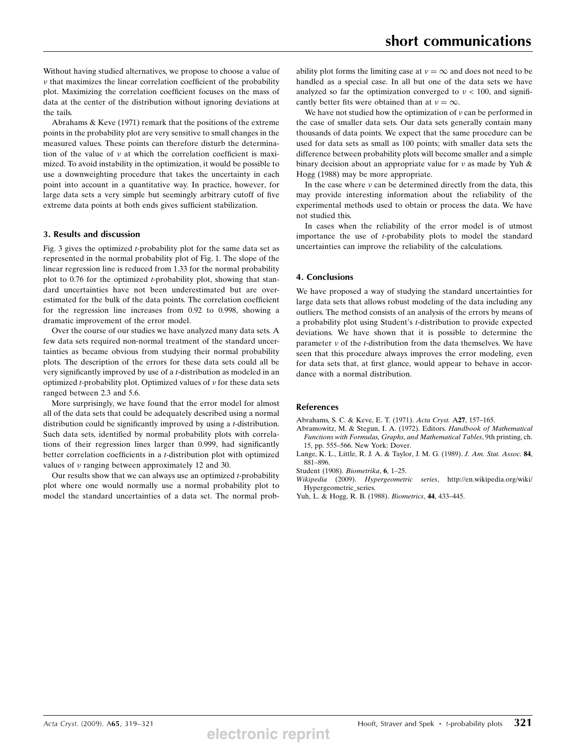Without having studied alternatives, we propose to choose a value of $\nu$ that maximizes the linear correlation coefficient of the probability plot. Maximizing the correlation coefficient focuses on the mass of data at the center of the distribution without ignoring deviations at the tails.

Abrahams & Keve (1971) remark that the positions of the extreme points in the probability plot are very sensitive to small changes in the measured values. These points can therefore disturb the determination of the value of $\nu$ at which the correlation coefficient is maximized. To avoid instability in the optimization, it would be possible to use a downweighting procedure that takes the uncertainty in each point into account in a quantitative way. In practice, however, for large data sets a very simple but seemingly arbitrary cutoff of five extreme data points at both ends gives sufficient stabilization.

### 3. Results and discussion

Fig. 3 gives the optimized *t*-probability plot for the same data set as represented in the normal probability plot of Fig. 1. The slope of the linear regression line is reduced from 1.33 for the normal probability plot to 0.76 for the optimized *t*-probability plot, showing that standard uncertainties have not been underestimated but are overestimated for the bulk of the data points. The correlation coefficient for the regression line increases from 0.92 to 0.998, showing a dramatic improvement of the error model.

Over the course of our studies we have analyzed many data sets. A few data sets required non-normal treatment of the standard uncertainties as became obvious from studying their normal probability plots. The description of the errors for these data sets could all be very significantly improved by use of a *t*-distribution as modeled in an optimized *t*-probability plot. Optimized values of $\nu$ for these data sets ranged between 2.3 and 5.6.

More surprisingly, we have found that the error model for almost all of the data sets that could be adequately described using a normal distribution could be significantly improved by using a *t*-distribution. Such data sets, identified by normal probability plots with correlations of their regression lines larger than 0.999, had significantly better correlation coefficients in a *t*-distribution plot with optimized values of $\nu$ ranging between approximately 12 and 30.

Our results show that we can always use an optimized *t*-probability plot where one would normally use a normal probability plot to model the standard uncertainties of a data set. The normal probability plot forms the limiting case at $\nu = \infty$ and does not need to be handled as a special case. In all but one of the data sets we have analyzed so far the optimization converged to $\nu < 100$, and significantly better fits were obtained than at $\nu = \infty$.

We have not studied how the optimization of $\nu$ can be performed in the case of smaller data sets. Our data sets generally contain many thousands of data points. We expect that the same procedure can be used for data sets as small as 100 points; with smaller data sets the difference between probability plots will become smaller and a simple binary decision about an appropriate value for $\nu$ as made by Yuh & Hogg (1988) may be more appropriate.

In the case where $\nu$ can be determined directly from the data, this may provide interesting information about the reliability of the experimental methods used to obtain or process the data. We have not studied this.

In cases when the reliability of the error model is of utmost importance the use of *t*-probability plots to model the standard uncertainties can improve the reliability of the calculations.

### 4. Conclusions

We have proposed a way of studying the standard uncertainties for large data sets that allows robust modeling of the data including any outliers. The method consists of an analysis of the errors by means of a probability plot using Student's *t*-distribution to provide expected deviations. We have shown that it is possible to determine the parameter $\nu$ of the *t*-distribution from the data themselves. We have seen that this procedure always improves the error modeling, even for data sets that, at first glance, would appear to behave in accordance with a normal distribution.

### References

Abrahams, S. C. & Keve, E. T. (1971). *Acta Cryst.* A**27**, 157–165.

Abramowitz, M. & Stegun, I. A. (1972). Editors. *Handbook of Mathematical Functions with Formulas, Graphs, and Mathematical Tables*, 9th printing, ch. 15, pp. 555–566. New York: Dover.

Lange, K. L., Little, R. J. A. & Taylor, J. M. G. (1989). *J. Am. Stat. Assoc.* **84**, 881–896.

Student (1908). *Biometrika*, **6**, 1–25.

*Wikipedia* (2009). *Hypergeometric series*, http://en.wikipedia.org/wiki/Hypergeometric_series.

Yuh, L. & Hogg, R. B. (1988). *Biometrics*, **44**, 433–445.